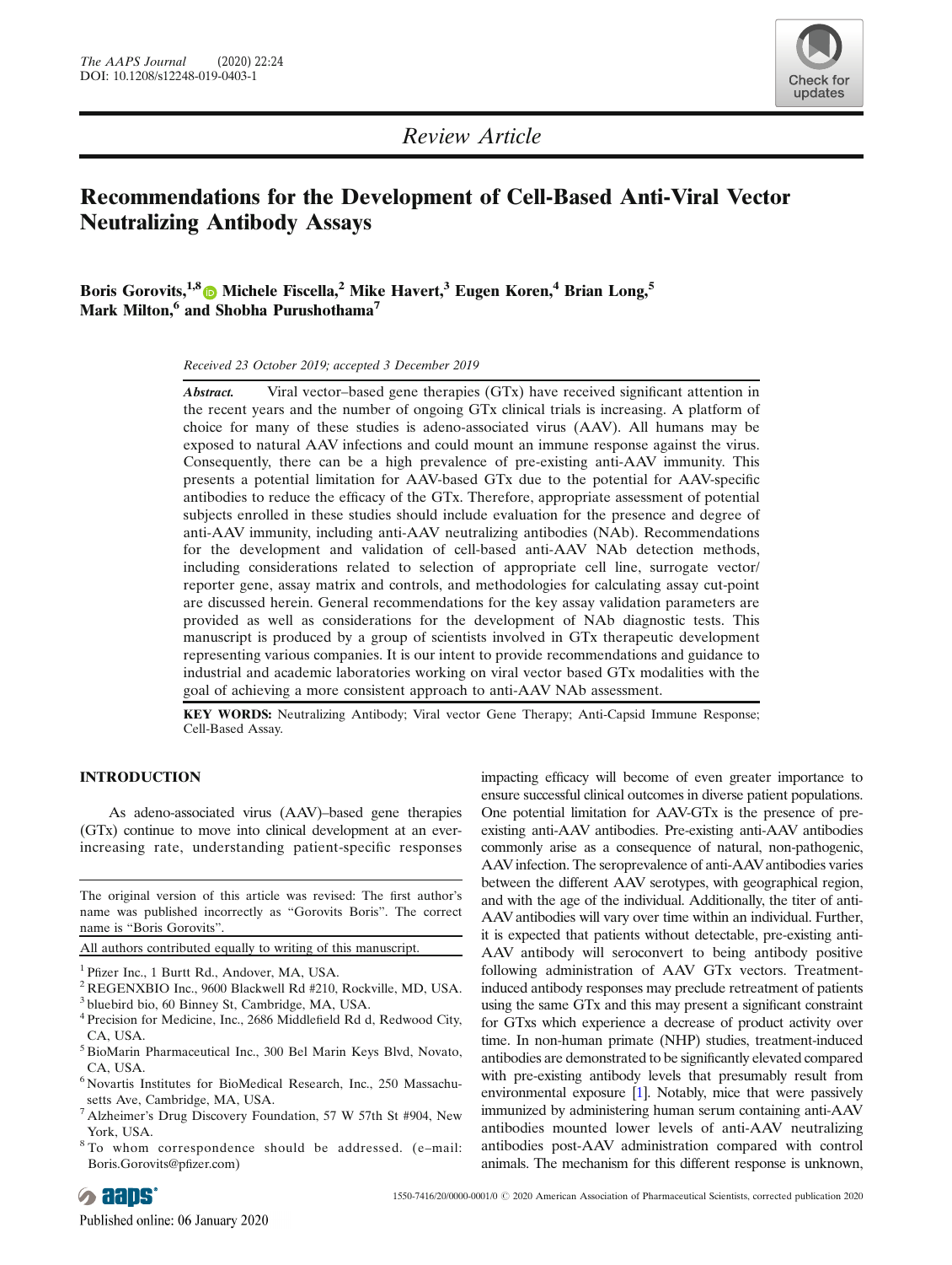Review Article

# Recommendations for the Development of Cell-Based Anti-Viral Vector Neutralizing Antibody Assays

**Boris Gorovits,[1,8] Michele Fiscella,[2] Mike Havert,[3] Eugen Koren,[4] Brian Long,[5] Mark Milton,[6] and Shobha Purushothama[7]**

*Received 23 October 2019; accepted 3 December 2019*

***Abstract.*** Viral vector–based gene therapies (GTx) have received significant attention in the recent years and the number of ongoing GTx clinical trials is increasing. A platform of choice for many of these studies is adeno-associated virus (AAV). All humans may be exposed to natural AAV infections and could mount an immune response against the virus. Consequently, there can be a high prevalence of pre-existing anti-AAV immunity. This presents a potential limitation for AAV-based GTx due to the potential for AAV-specific antibodies to reduce the efficacy of the GTx. Therefore, appropriate assessment of potential subjects enrolled in these studies should include evaluation for the presence and degree of anti-AAV immunity, including anti-AAV neutralizing antibodies (NAb). Recommendations for the development and validation of cell-based anti-AAV NAb detection methods, including considerations related to selection of appropriate cell line, surrogate vector/reporter gene, assay matrix and controls, and methodologies for calculating assay cut-point are discussed herein. General recommendations for the key assay validation parameters are provided as well as considerations for the development of NAb diagnostic tests. This manuscript is produced by a group of scientists involved in GTx therapeutic development representing various companies. It is our intent to provide recommendations and guidance to industrial and academic laboratories working on viral vector based GTx modalities with the goal of achieving a more consistent approach to anti-AAV NAb assessment.

**KEY WORDS:** Neutralizing Antibody; Viral vector Gene Therapy; Anti-Capsid Immune Response; Cell-Based Assay.

## INTRODUCTION

As adeno-associated virus (AAV)–based gene therapies (GTx) continue to move into clinical development at an ever-increasing rate, understanding patient-specific responses impacting efficacy will become of even greater importance to ensure successful clinical outcomes in diverse patient populations. One potential limitation for AAV-GTx is the presence of pre-existing anti-AAV antibodies. Pre-existing anti-AAV antibodies commonly arise as a consequence of natural, non-pathogenic, AAV infection. The seroprevalence of anti-AAV antibodies varies between the different AAV serotypes, with geographical region, and with the age of the individual. Additionally, the titer of anti-AAV antibodies will vary over time within an individual. Further, it is expected that patients without detectable, pre-existing anti-AAV antibody will seroconvert to being antibody positive following administration of AAV GTx vectors. Treatment-induced antibody responses may preclude retreatment of patients using the same GTx and this may present a significant constraint for GTxs which experience a decrease of product activity over time. In non-human primate (NHP) studies, treatment-induced antibodies are demonstrated to be significantly elevated compared with pre-existing antibody levels that presumably result from environmental exposure [1]. Notably, mice that were passively immunized by administering human serum containing anti-AAV antibodies mounted lower levels of anti-AAV neutralizing antibodies post-AAV administration compared with control animals. The mechanism for this different response is unknown,

---

The original version of this article was revised: The first author's name was published incorrectly as "Gorovits Boris". The correct name is "Boris Gorovits".

All authors contributed equally to writing of this manuscript.

[1] Pfizer Inc., 1 Burtt Rd., Andover, MA, USA.
[2] REGENXBIO Inc., 9600 Blackwell Rd #210, Rockville, MD, USA.
[3] bluebird bio, 60 Binney St, Cambridge, MA, USA.
[4] Precision for Medicine, Inc., 2686 Middlefield Rd d, Redwood City, CA, USA.
[5] BioMarin Pharmaceutical Inc., 300 Bel Marin Keys Blvd, Novato, CA, USA.
[6] Novartis Institutes for BioMedical Research, Inc., 250 Massachusetts Ave, Cambridge, MA, USA.
[7] Alzheimer's Drug Discovery Foundation, 57 W 57th St #904, New York, USA.
[8] To whom correspondence should be addressed. (e–mail: Boris.Gorovits@pfizer.com)

1550-7416/20/0000-0001/0 © 2020 American Association of Pharmaceutical Scientists, corrected publication 2020

Published online: 06 January 2020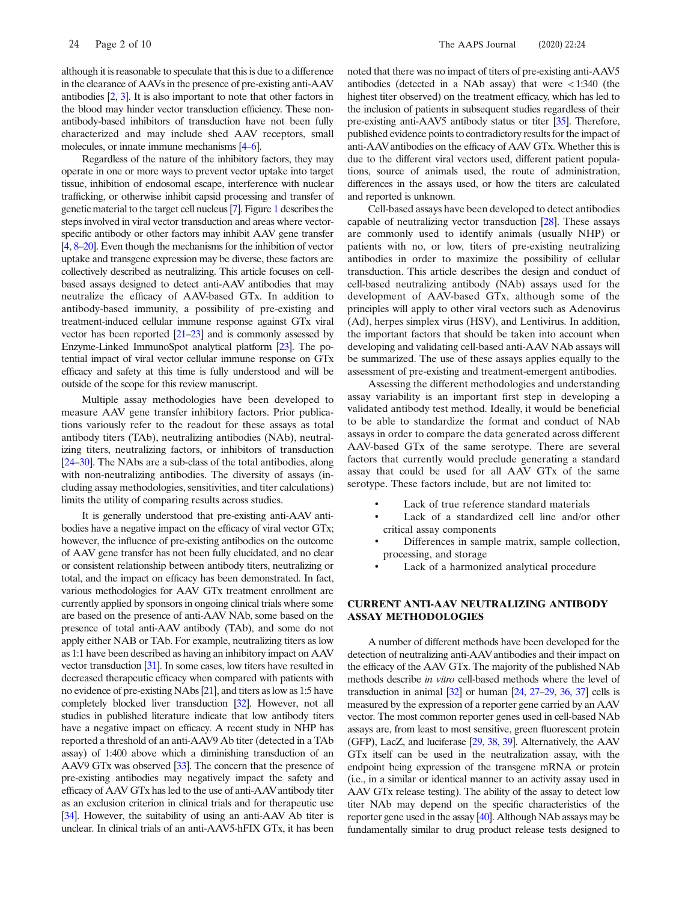although it is reasonable to speculate that this is due to a difference in the clearance of AAVs in the presence of pre-existing anti-AAV antibodies [2, 3]. It is also important to note that other factors in the blood may hinder vector transduction efficiency. These non-antibody-based inhibitors of transduction have not been fully characterized and may include shed AAV receptors, small molecules, or innate immune mechanisms [4–6].

Regardless of the nature of the inhibitory factors, they may operate in one or more ways to prevent vector uptake into target tissue, inhibition of endosomal escape, interference with nuclear trafficking, or otherwise inhibit capsid processing and transfer of genetic material to the target cell nucleus [7]. Figure 1 describes the steps involved in viral vector transduction and areas where vector-specific antibody or other factors may inhibit AAV gene transfer [4, 8–20]. Even though the mechanisms for the inhibition of vector uptake and transgene expression may be diverse, these factors are collectively described as neutralizing. This article focuses on cell-based assays designed to detect anti-AAV antibodies that may neutralize the efficacy of AAV-based GTx. In addition to antibody-based immunity, a possibility of pre-existing and treatment-induced cellular immune response against GTx viral vector has been reported [21–23] and is commonly assessed by Enzyme-Linked ImmunoSpot analytical platform [23]. The potential impact of viral vector cellular immune response on GTx efficacy and safety at this time is fully understood and will be outside of the scope for this review manuscript.

Multiple assay methodologies have been developed to measure AAV gene transfer inhibitory factors. Prior publications variously refer to the readout for these assays as total antibody titers (TAb), neutralizing antibodies (NAb), neutralizing titers, neutralizing factors, or inhibitors of transduction [24–30]. The NAbs are a sub-class of the total antibodies, along with non-neutralizing antibodies. The diversity of assays (including assay methodologies, sensitivities, and titer calculations) limits the utility of comparing results across studies.

It is generally understood that pre-existing anti-AAV antibodies have a negative impact on the efficacy of viral vector GTx; however, the influence of pre-existing antibodies on the outcome of AAV gene transfer has not been fully elucidated, and no clear or consistent relationship between antibody titers, neutralizing or total, and the impact on efficacy has been demonstrated. In fact, various methodologies for AAV GTx treatment enrollment are currently applied by sponsors in ongoing clinical trials where some are based on the presence of anti-AAV NAb, some based on the presence of total anti-AAV antibody (TAb), and some do not apply either NAB or TAb. For example, neutralizing titers as low as 1:1 have been described as having an inhibitory impact on AAV vector transduction [31]. In some cases, low titers have resulted in decreased therapeutic efficacy when compared with patients with no evidence of pre-existing NAbs [21], and titers as low as 1:5 have completely blocked liver transduction [32]. However, not all studies in published literature indicate that low antibody titers have a negative impact on efficacy. A recent study in NHP has reported a threshold of an anti-AAV9 Ab titer (detected in a TAb assay) of 1:400 above which a diminishing transduction of an AAV9 GTx was observed [33]. The concern that the presence of pre-existing antibodies may negatively impact the safety and efficacy of AAV GTx has led to the use of anti-AAV antibody titer as an exclusion criterion in clinical trials and for therapeutic use [34]. However, the suitability of using an anti-AAV Ab titer is unclear. In clinical trials of an anti-AAV5-hFIX GTx, it has been noted that there was no impact of titers of pre-existing anti-AAV5 antibodies (detected in a NAb assay) that were < 1:340 (the highest titer observed) on the treatment efficacy, which has led to the inclusion of patients in subsequent studies regardless of their pre-existing anti-AAV5 antibody status or titer [35]. Therefore, published evidence points to contradictory results for the impact of anti-AAV antibodies on the efficacy of AAV GTx. Whether this is due to the different viral vectors used, different patient populations, source of animals used, the route of administration, differences in the assays used, or how the titers are calculated and reported is unknown.

Cell-based assays have been developed to detect antibodies capable of neutralizing vector transduction [28]. These assays are commonly used to identify animals (usually NHP) or patients with no, or low, titers of pre-existing neutralizing antibodies in order to maximize the possibility of cellular transduction. This article describes the design and conduct of cell-based neutralizing antibody (NAb) assays used for the development of AAV-based GTx, although some of the principles will apply to other viral vectors such as Adenovirus (Ad), herpes simplex virus (HSV), and Lentivirus. In addition, the important factors that should be taken into account when developing and validating cell-based anti-AAV NAb assays will be summarized. The use of these assays applies equally to the assessment of pre-existing and treatment-emergent antibodies.

Assessing the different methodologies and understanding assay variability is an important first step in developing a validated antibody test method. Ideally, it would be beneficial to be able to standardize the format and conduct of NAb assays in order to compare the data generated across different AAV-based GTx of the same serotype. There are several factors that currently would preclude generating a standard assay that could be used for all AAV GTx of the same serotype. These factors include, but are not limited to:

- Lack of true reference standard materials
- Lack of a standardized cell line and/or other critical assay components
- Differences in sample matrix, sample collection, processing, and storage
- Lack of a harmonized analytical procedure

## CURRENT ANTI-AAV NEUTRALIZING ANTIBODY ASSAY METHODOLOGIES

A number of different methods have been developed for the detection of neutralizing anti-AAV antibodies and their impact on the efficacy of the AAV GTx. The majority of the published NAb methods describe *in vitro* cell-based methods where the level of transduction in animal [32] or human [24, 27–29, 36, 37] cells is measured by the expression of a reporter gene carried by an AAV vector. The most common reporter genes used in cell-based NAb assays are, from least to most sensitive, green fluorescent protein (GFP), LacZ, and luciferase [29, 38, 39]. Alternatively, the AAV GTx itself can be used in the neutralization assay, with the endpoint being expression of the transgene mRNA or protein (i.e., in a similar or identical manner to an activity assay used in AAV GTx release testing). The ability of the assay to detect low titer NAb may depend on the specific characteristics of the reporter gene used in the assay [40]. Although NAb assays may be fundamentally similar to drug product release tests designed to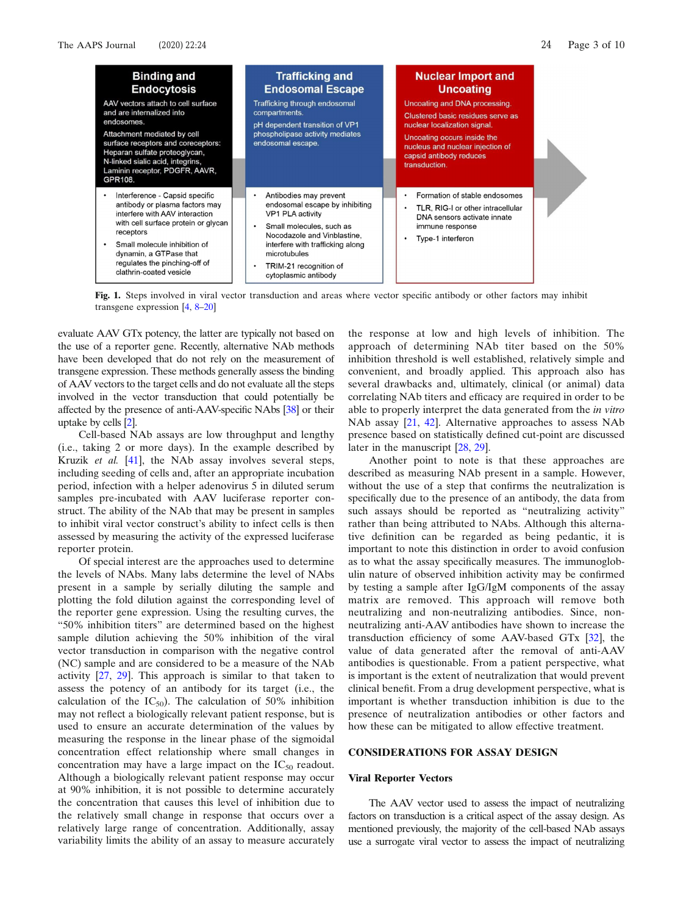| Binding and Endocytosis | Trafficking and Endosomal Escape | Nuclear Import and Uncoating |
|---|---|---|
| AAV vectors attach to cell surface and are internalized into endosomes.<br><br>Attachment mediated by cell surface receptors and coreceptors: Heparan sulfate proteoglycan, N-linked sialic acid, integrins, Laminin receptor, PDGFR, AAVR, GPR108. | Trafficking through endosomal compartments.<br><br>pH dependent transition of VP1 phospholipase activity mediates endosomal escape. | Uncoating and DNA processing.<br><br>Clustered basic residues serve as nuclear localization signal.<br><br>Uncoating occurs inside the nucleus and nuclear injection of capsid antibody reduces transduction. |
| • Interference - Capsid specific antibody or plasma factors may interfere with AAV interaction with cell surface protein or glycan receptors<br>• Small molecule inhibition of dynamin, a GTPase that regulates the pinching-off of clathrin-coated vesicle | • Antibodies may prevent endosomal escape by inhibiting VP1 PLA activity<br>• Small molecules, such as Nocodazole and Vinblastine, interfere with trafficking along microtubules<br>• TRIM-21 recognition of cytoplasmic antibody | • Formation of stable endosomes<br>• TLR, RIG-I or other intracellular DNA sensors activate innate immune response<br>• Type-1 interferon |

**Fig. 1.** Steps involved in viral vector transduction and areas where vector specific antibody or other factors may inhibit transgene expression [4, 8–20]

evaluate AAV GTx potency, the latter are typically not based on the use of a reporter gene. Recently, alternative NAb methods have been developed that do not rely on the measurement of transgene expression. These methods generally assess the binding of AAV vectors to the target cells and do not evaluate all the steps involved in the vector transduction that could potentially be affected by the presence of anti-AAV-specific NAbs [38] or their uptake by cells [2].

Cell-based NAb assays are low throughput and lengthy (i.e., taking 2 or more days). In the example described by Kruzik *et al.* [41], the NAb assay involves several steps, including seeding of cells and, after an appropriate incubation period, infection with a helper adenovirus 5 in diluted serum samples pre-incubated with AAV luciferase reporter construct. The ability of the NAb that may be present in samples to inhibit viral vector construct's ability to infect cells is then assessed by measuring the activity of the expressed luciferase reporter protein.

Of special interest are the approaches used to determine the levels of NAbs. Many labs determine the level of NAbs present in a sample by serially diluting the sample and plotting the fold dilution against the corresponding level of the reporter gene expression. Using the resulting curves, the "50% inhibition titers" are determined based on the highest sample dilution achieving the 50% inhibition of the viral vector transduction in comparison with the negative control (NC) sample and are considered to be a measure of the NAb activity [27, 29]. This approach is similar to that taken to assess the potency of an antibody for its target (i.e., the calculation of the $IC_{50}$). The calculation of 50% inhibition may not reflect a biologically relevant patient response, but is used to ensure an accurate determination of the values by measuring the response in the linear phase of the sigmoidal concentration effect relationship where small changes in concentration may have a large impact on the $IC_{50}$ readout. Although a biologically relevant patient response may occur at 90% inhibition, it is not possible to determine accurately the concentration that causes this level of inhibition due to the relatively small change in response that occurs over a relatively large range of concentration. Additionally, assay variability limits the ability of an assay to measure accurately the response at low and high levels of inhibition. The approach of determining NAb titer based on the 50% inhibition threshold is well established, relatively simple and convenient, and broadly applied. This approach also has several drawbacks and, ultimately, clinical (or animal) data correlating NAb titers and efficacy are required in order to be able to properly interpret the data generated from the *in vitro* NAb assay [21, 42]. Alternative approaches to assess NAb presence based on statistically defined cut-point are discussed later in the manuscript [28, 29].

Another point to note is that these approaches are described as measuring NAb present in a sample. However, without the use of a step that confirms the neutralization is specifically due to the presence of an antibody, the data from such assays should be reported as "neutralizing activity" rather than being attributed to NAbs. Although this alternative definition can be regarded as being pedantic, it is important to note this distinction in order to avoid confusion as to what the assay specifically measures. The immunoglobulin nature of observed inhibition activity may be confirmed by testing a sample after IgG/IgM components of the assay matrix are removed. This approach will remove both neutralizing and non-neutralizing antibodies. Since, non-neutralizing anti-AAV antibodies have shown to increase the transduction efficiency of some AAV-based GTx [32], the value of data generated after the removal of anti-AAV antibodies is questionable. From a patient perspective, what is important is the extent of neutralization that would prevent clinical benefit. From a drug development perspective, what is important is whether transduction inhibition is due to the presence of neutralization antibodies or other factors and how these can be mitigated to allow effective treatment.

## CONSIDERATIONS FOR ASSAY DESIGN

### Viral Reporter Vectors

The AAV vector used to assess the impact of neutralizing factors on transduction is a critical aspect of the assay design. As mentioned previously, the majority of the cell-based NAb assays use a surrogate viral vector to assess the impact of neutralizing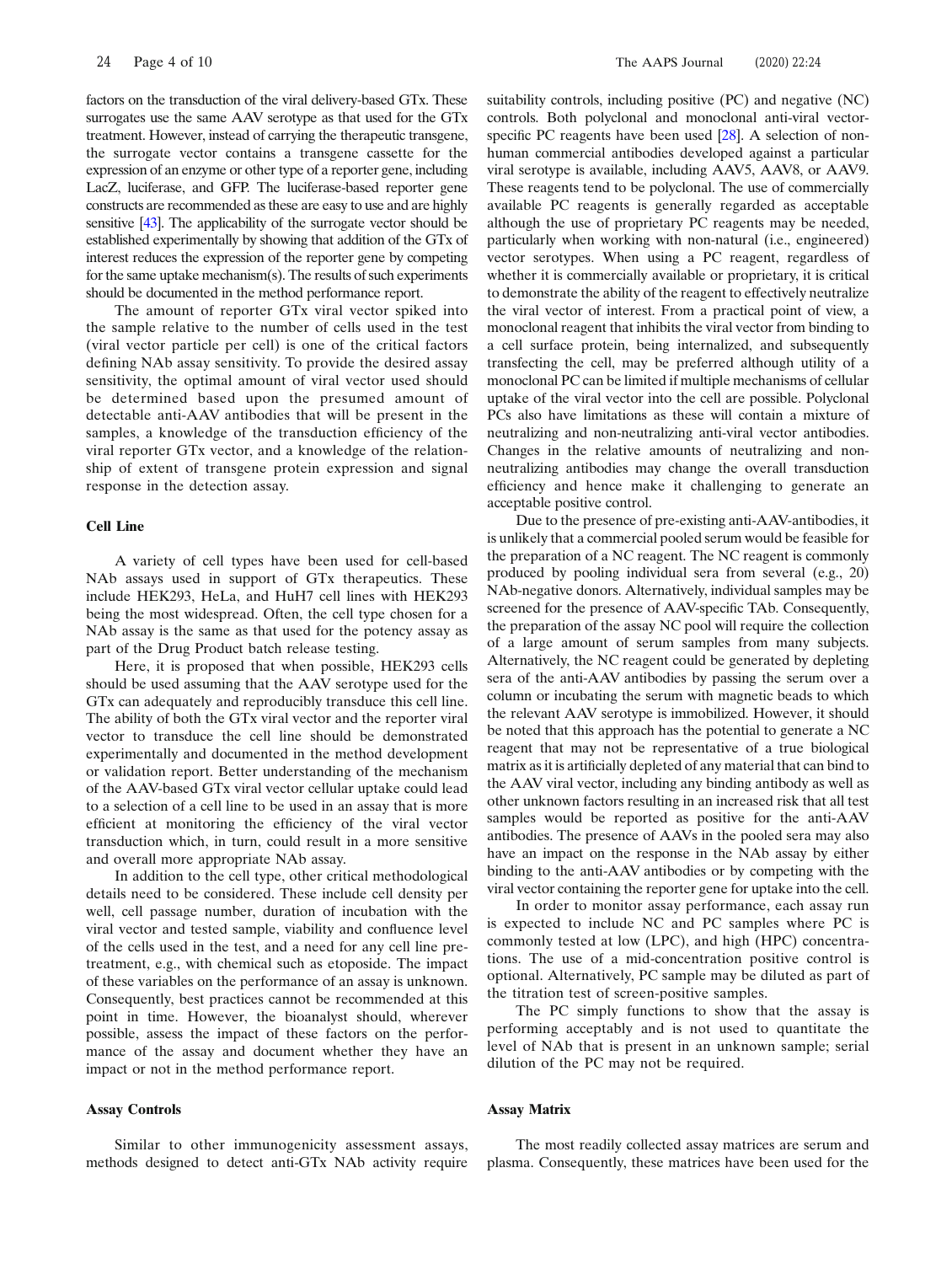factors on the transduction of the viral delivery-based GTx. These surrogates use the same AAV serotype as that used for the GTx treatment. However, instead of carrying the therapeutic transgene, the surrogate vector contains a transgene cassette for the expression of an enzyme or other type of a reporter gene, including LacZ, luciferase, and GFP. The luciferase-based reporter gene constructs are recommended as these are easy to use and are highly sensitive [43]. The applicability of the surrogate vector should be established experimentally by showing that addition of the GTx of interest reduces the expression of the reporter gene by competing for the same uptake mechanism(s). The results of such experiments should be documented in the method performance report.

The amount of reporter GTx viral vector spiked into the sample relative to the number of cells used in the test (viral vector particle per cell) is one of the critical factors defining NAb assay sensitivity. To provide the desired assay sensitivity, the optimal amount of viral vector used should be determined based upon the presumed amount of detectable anti-AAV antibodies that will be present in the samples, a knowledge of the transduction efficiency of the viral reporter GTx vector, and a knowledge of the relationship of extent of transgene protein expression and signal response in the detection assay.

### Cell Line

A variety of cell types have been used for cell-based NAb assays used in support of GTx therapeutics. These include HEK293, HeLa, and HuH7 cell lines with HEK293 being the most widespread. Often, the cell type chosen for a NAb assay is the same as that used for the potency assay as part of the Drug Product batch release testing.

Here, it is proposed that when possible, HEK293 cells should be used assuming that the AAV serotype used for the GTx can adequately and reproducibly transduce this cell line. The ability of both the GTx viral vector and the reporter viral vector to transduce the cell line should be demonstrated experimentally and documented in the method development or validation report. Better understanding of the mechanism of the AAV-based GTx viral vector cellular uptake could lead to a selection of a cell line to be used in an assay that is more efficient at monitoring the efficiency of the viral vector transduction which, in turn, could result in a more sensitive and overall more appropriate NAb assay.

In addition to the cell type, other critical methodological details need to be considered. These include cell density per well, cell passage number, duration of incubation with the viral vector and tested sample, viability and confluence level of the cells used in the test, and a need for any cell line pre-treatment, e.g., with chemical such as etoposide. The impact of these variables on the performance of an assay is unknown. Consequently, best practices cannot be recommended at this point in time. However, the bioanalyst should, wherever possible, assess the impact of these factors on the performance of the assay and document whether they have an impact or not in the method performance report.

### Assay Controls

Similar to other immunogenicity assessment assays, methods designed to detect anti-GTx NAb activity require suitability controls, including positive (PC) and negative (NC) controls. Both polyclonal and monoclonal anti-viral vector-specific PC reagents have been used [28]. A selection of non-human commercial antibodies developed against a particular viral serotype is available, including AAV5, AAV8, or AAV9. These reagents tend to be polyclonal. The use of commercially available PC reagents is generally regarded as acceptable although the use of proprietary PC reagents may be needed, particularly when working with non-natural (i.e., engineered) vector serotypes. When using a PC reagent, regardless of whether it is commercially available or proprietary, it is critical to demonstrate the ability of the reagent to effectively neutralize the viral vector of interest. From a practical point of view, a monoclonal reagent that inhibits the viral vector from binding to a cell surface protein, being internalized, and subsequently transfecting the cell, may be preferred although utility of a monoclonal PC can be limited if multiple mechanisms of cellular uptake of the viral vector into the cell are possible. Polyclonal PCs also have limitations as these will contain a mixture of neutralizing and non-neutralizing anti-viral vector antibodies. Changes in the relative amounts of neutralizing and non-neutralizing antibodies may change the overall transduction efficiency and hence make it challenging to generate an acceptable positive control.

Due to the presence of pre-existing anti-AAV-antibodies, it is unlikely that a commercial pooled serum would be feasible for the preparation of a NC reagent. The NC reagent is commonly produced by pooling individual sera from several (e.g., 20) NAb-negative donors. Alternatively, individual samples may be screened for the presence of AAV-specific TAb. Consequently, the preparation of the assay NC pool will require the collection of a large amount of serum samples from many subjects. Alternatively, the NC reagent could be generated by depleting sera of the anti-AAV antibodies by passing the serum over a column or incubating the serum with magnetic beads to which the relevant AAV serotype is immobilized. However, it should be noted that this approach has the potential to generate a NC reagent that may not be representative of a true biological matrix as it is artificially depleted of any material that can bind to the AAV viral vector, including any binding antibody as well as other unknown factors resulting in an increased risk that all test samples would be reported as positive for the anti-AAV antibodies. The presence of AAVs in the pooled sera may also have an impact on the response in the NAb assay by either binding to the anti-AAV antibodies or by competing with the viral vector containing the reporter gene for uptake into the cell.

In order to monitor assay performance, each assay run is expected to include NC and PC samples where PC is commonly tested at low (LPC), and high (HPC) concentrations. The use of a mid-concentration positive control is optional. Alternatively, PC sample may be diluted as part of the titration test of screen-positive samples.

The PC simply functions to show that the assay is performing acceptably and is not used to quantitate the level of NAb that is present in an unknown sample; serial dilution of the PC may not be required.

### Assay Matrix

The most readily collected assay matrices are serum and plasma. Consequently, these matrices have been used for the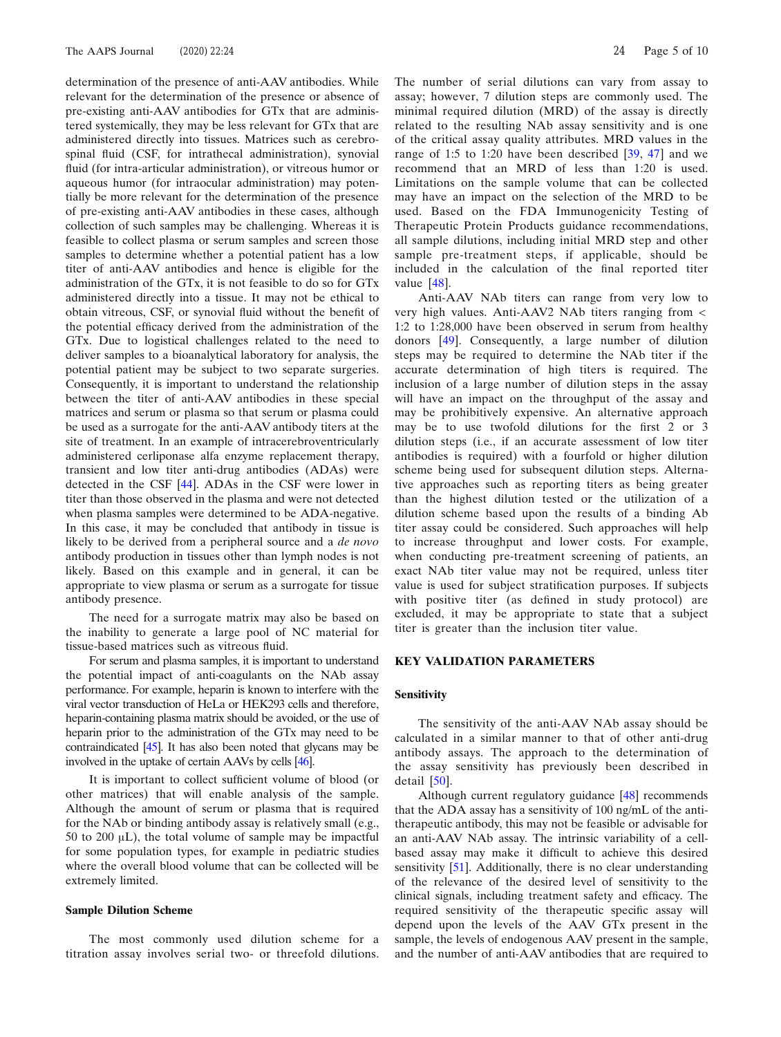determination of the presence of anti-AAV antibodies. While relevant for the determination of the presence or absence of pre-existing anti-AAV antibodies for GTx that are administered systemically, they may be less relevant for GTx that are administered directly into tissues. Matrices such as cerebrospinal fluid (CSF, for intrathecal administration), synovial fluid (for intra-articular administration), or vitreous humor or aqueous humor (for intraocular administration) may potentially be more relevant for the determination of the presence of pre-existing anti-AAV antibodies in these cases, although collection of such samples may be challenging. Whereas it is feasible to collect plasma or serum samples and screen those samples to determine whether a potential patient has a low titer of anti-AAV antibodies and hence is eligible for the administration of the GTx, it is not feasible to do so for GTx administered directly into a tissue. It may not be ethical to obtain vitreous, CSF, or synovial fluid without the benefit of the potential efficacy derived from the administration of the GTx. Due to logistical challenges related to the need to deliver samples to a bioanalytical laboratory for analysis, the potential patient may be subject to two separate surgeries. Consequently, it is important to understand the relationship between the titer of anti-AAV antibodies in these special matrices and serum or plasma so that serum or plasma could be used as a surrogate for the anti-AAV antibody titers at the site of treatment. In an example of intracerebroventricularly administered cerliponase alfa enzyme replacement therapy, transient and low titer anti-drug antibodies (ADAs) were detected in the CSF [44]. ADAs in the CSF were lower in titer than those observed in the plasma and were not detected when plasma samples were determined to be ADA-negative. In this case, it may be concluded that antibody in tissue is likely to be derived from a peripheral source and a *de novo* antibody production in tissues other than lymph nodes is not likely. Based on this example and in general, it can be appropriate to view plasma or serum as a surrogate for tissue antibody presence.

The need for a surrogate matrix may also be based on the inability to generate a large pool of NC material for tissue-based matrices such as vitreous fluid.

For serum and plasma samples, it is important to understand the potential impact of anti-coagulants on the NAb assay performance. For example, heparin is known to interfere with the viral vector transduction of HeLa or HEK293 cells and therefore, heparin-containing plasma matrix should be avoided, or the use of heparin prior to the administration of the GTx may need to be contraindicated [45]. It has also been noted that glycans may be involved in the uptake of certain AAVs by cells [46].

It is important to collect sufficient volume of blood (or other matrices) that will enable analysis of the sample. Although the amount of serum or plasma that is required for the NAb or binding antibody assay is relatively small (e.g., 50 to 200 μL), the total volume of sample may be impactful for some population types, for example in pediatric studies where the overall blood volume that can be collected will be extremely limited.

### Sample Dilution Scheme

The most commonly used dilution scheme for a titration assay involves serial two- or threefold dilutions. The number of serial dilutions can vary from assay to assay; however, 7 dilution steps are commonly used. The minimal required dilution (MRD) of the assay is directly related to the resulting NAb assay sensitivity and is one of the critical assay quality attributes. MRD values in the range of 1:5 to 1:20 have been described [39, 47] and we recommend that an MRD of less than 1:20 is used. Limitations on the sample volume that can be collected may have an impact on the selection of the MRD to be used. Based on the FDA Immunogenicity Testing of Therapeutic Protein Products guidance recommendations, all sample dilutions, including initial MRD step and other sample pre-treatment steps, if applicable, should be included in the calculation of the final reported titer value [48].

Anti-AAV NAb titers can range from very low to very high values. Anti-AAV2 NAb titers ranging from < 1:2 to 1:28,000 have been observed in serum from healthy donors [49]. Consequently, a large number of dilution steps may be required to determine the NAb titer if the accurate determination of high titers is required. The inclusion of a large number of dilution steps in the assay will have an impact on the throughput of the assay and may be prohibitively expensive. An alternative approach may be to use twofold dilutions for the first 2 or 3 dilution steps (i.e., if an accurate assessment of low titer antibodies is required) with a fourfold or higher dilution scheme being used for subsequent dilution steps. Alternative approaches such as reporting titers as being greater than the highest dilution tested or the utilization of a dilution scheme based upon the results of a binding Ab titer assay could be considered. Such approaches will help to increase throughput and lower costs. For example, when conducting pre-treatment screening of patients, an exact NAb titer value may not be required, unless titer value is used for subject stratification purposes. If subjects with positive titer (as defined in study protocol) are excluded, it may be appropriate to state that a subject titer is greater than the inclusion titer value.

## KEY VALIDATION PARAMETERS

### Sensitivity

The sensitivity of the anti-AAV NAb assay should be calculated in a similar manner to that of other anti-drug antibody assays. The approach to the determination of the assay sensitivity has previously been described in detail [50].

Although current regulatory guidance [48] recommends that the ADA assay has a sensitivity of 100 ng/mL of the anti-therapeutic antibody, this may not be feasible or advisable for an anti-AAV NAb assay. The intrinsic variability of a cell-based assay may make it difficult to achieve this desired sensitivity [51]. Additionally, there is no clear understanding of the relevance of the desired level of sensitivity to the clinical signals, including treatment safety and efficacy. The required sensitivity of the therapeutic specific assay will depend upon the levels of the AAV GTx present in the sample, the levels of endogenous AAV present in the sample, and the number of anti-AAV antibodies that are required to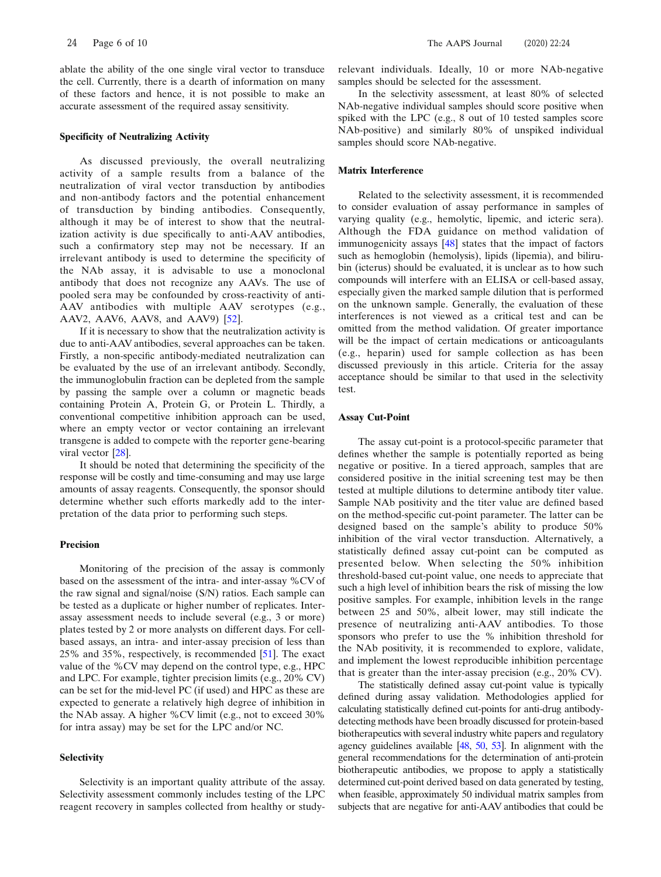ablate the ability of the one single viral vector to transduce the cell. Currently, there is a dearth of information on many of these factors and hence, it is not possible to make an accurate assessment of the required assay sensitivity.

### Specificity of Neutralizing Activity

As discussed previously, the overall neutralizing activity of a sample results from a balance of the neutralization of viral vector transduction by antibodies and non-antibody factors and the potential enhancement of transduction by binding antibodies. Consequently, although it may be of interest to show that the neutralization activity is due specifically to anti-AAV antibodies, such a confirmatory step may not be necessary. If an irrelevant antibody is used to determine the specificity of the NAb assay, it is advisable to use a monoclonal antibody that does not recognize any AAVs. The use of pooled sera may be confounded by cross-reactivity of anti-AAV antibodies with multiple AAV serotypes (e.g., AAV2, AAV6, AAV8, and AAV9) [52].

If it is necessary to show that the neutralization activity is due to anti-AAV antibodies, several approaches can be taken. Firstly, a non-specific antibody-mediated neutralization can be evaluated by the use of an irrelevant antibody. Secondly, the immunoglobulin fraction can be depleted from the sample by passing the sample over a column or magnetic beads containing Protein A, Protein G, or Protein L. Thirdly, a conventional competitive inhibition approach can be used, where an empty vector or vector containing an irrelevant transgene is added to compete with the reporter gene-bearing viral vector [28].

It should be noted that determining the specificity of the response will be costly and time-consuming and may use large amounts of assay reagents. Consequently, the sponsor should determine whether such efforts markedly add to the interpretation of the data prior to performing such steps.

### Precision

Monitoring of the precision of the assay is commonly based on the assessment of the intra- and inter-assay %CV of the raw signal and signal/noise (S/N) ratios. Each sample can be tested as a duplicate or higher number of replicates. Inter-assay assessment needs to include several (e.g., 3 or more) plates tested by 2 or more analysts on different days. For cell-based assays, an intra- and inter-assay precision of less than 25% and 35%, respectively, is recommended [51]. The exact value of the %CV may depend on the control type, e.g., HPC and LPC. For example, tighter precision limits (e.g., 20% CV) can be set for the mid-level PC (if used) and HPC as these are expected to generate a relatively high degree of inhibition in the NAb assay. A higher %CV limit (e.g., not to exceed 30% for intra assay) may be set for the LPC and/or NC.

### Selectivity

Selectivity is an important quality attribute of the assay. Selectivity assessment commonly includes testing of the LPC reagent recovery in samples collected from healthy or study-relevant individuals. Ideally, 10 or more NAb-negative samples should be selected for the assessment.

In the selectivity assessment, at least 80% of selected NAb-negative individual samples should score positive when spiked with the LPC (e.g., 8 out of 10 tested samples score NAb-positive) and similarly 80% of unspiked individual samples should score NAb-negative.

### Matrix Interference

Related to the selectivity assessment, it is recommended to consider evaluation of assay performance in samples of varying quality (e.g., hemolytic, lipemic, and icteric sera). Although the FDA guidance on method validation of immunogenicity assays [48] states that the impact of factors such as hemoglobin (hemolysis), lipids (lipemia), and bilirubin (icterus) should be evaluated, it is unclear as to how such compounds will interfere with an ELISA or cell-based assay, especially given the marked sample dilution that is performed on the unknown sample. Generally, the evaluation of these interferences is not viewed as a critical test and can be omitted from the method validation. Of greater importance will be the impact of certain medications or anticoagulants (e.g., heparin) used for sample collection as has been discussed previously in this article. Criteria for the assay acceptance should be similar to that used in the selectivity test.

### Assay Cut-Point

The assay cut-point is a protocol-specific parameter that defines whether the sample is potentially reported as being negative or positive. In a tiered approach, samples that are considered positive in the initial screening test may be then tested at multiple dilutions to determine antibody titer value. Sample NAb positivity and the titer value are defined based on the method-specific cut-point parameter. The latter can be designed based on the sample's ability to produce 50% inhibition of the viral vector transduction. Alternatively, a statistically defined assay cut-point can be computed as presented below. When selecting the 50% inhibition threshold-based cut-point value, one needs to appreciate that such a high level of inhibition bears the risk of missing the low positive samples. For example, inhibition levels in the range between 25 and 50%, albeit lower, may still indicate the presence of neutralizing anti-AAV antibodies. To those sponsors who prefer to use the % inhibition threshold for the NAb positivity, it is recommended to explore, validate, and implement the lowest reproducible inhibition percentage that is greater than the inter-assay precision (e.g., 20% CV).

The statistically defined assay cut-point value is typically defined during assay validation. Methodologies applied for calculating statistically defined cut-points for anti-drug antibody-detecting methods have been broadly discussed for protein-based biotherapeutics with several industry white papers and regulatory agency guidelines available [48, 50, 53]. In alignment with the general recommendations for the determination of anti-protein biotherapeutic antibodies, we propose to apply a statistically determined cut-point derived based on data generated by testing, when feasible, approximately 50 individual matrix samples from subjects that are negative for anti-AAV antibodies that could be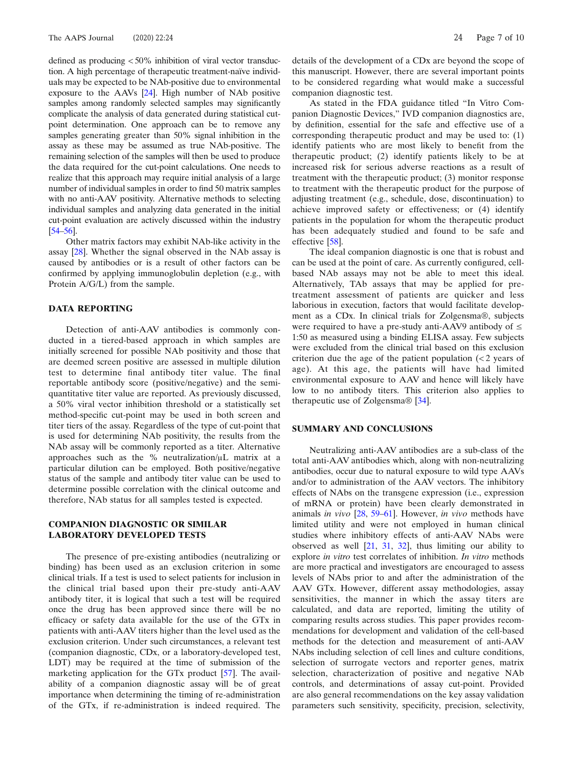defined as producing < 50% inhibition of viral vector transduction. A high percentage of therapeutic treatment-naïve individuals may be expected to be NAb-positive due to environmental exposure to the AAVs [24]. High number of NAb positive samples among randomly selected samples may significantly complicate the analysis of data generated during statistical cut-point determination. One approach can be to remove any samples generating greater than 50% signal inhibition in the assay as these may be assumed as true NAb-positive. The remaining selection of the samples will then be used to produce the data required for the cut-point calculations. One needs to realize that this approach may require initial analysis of a large number of individual samples in order to find 50 matrix samples with no anti-AAV positivity. Alternative methods to selecting individual samples and analyzing data generated in the initial cut-point evaluation are actively discussed within the industry [54–56].

Other matrix factors may exhibit NAb-like activity in the assay [28]. Whether the signal observed in the NAb assay is caused by antibodies or is a result of other factors can be confirmed by applying immunoglobulin depletion (e.g., with Protein A/G/L) from the sample.

## DATA REPORTING

Detection of anti-AAV antibodies is commonly conducted in a tiered-based approach in which samples are initially screened for possible NAb positivity and those that are deemed screen positive are assessed in multiple dilution test to determine final antibody titer value. The final reportable antibody score (positive/negative) and the semi-quantitative titer value are reported. As previously discussed, a 50% viral vector inhibition threshold or a statistically set method-specific cut-point may be used in both screen and titer tiers of the assay. Regardless of the type of cut-point that is used for determining NAb positivity, the results from the NAb assay will be commonly reported as a titer. Alternative approaches such as the % neutralization/μL matrix at a particular dilution can be employed. Both positive/negative status of the sample and antibody titer value can be used to determine possible correlation with the clinical outcome and therefore, NAb status for all samples tested is expected.

## COMPANION DIAGNOSTIC OR SIMILAR LABORATORY DEVELOPED TESTS

The presence of pre-existing antibodies (neutralizing or binding) has been used as an exclusion criterion in some clinical trials. If a test is used to select patients for inclusion in the clinical trial based upon their pre-study anti-AAV antibody titer, it is logical that such a test will be required once the drug has been approved since there will be no efficacy or safety data available for the use of the GTx in patients with anti-AAV titers higher than the level used as the exclusion criterion. Under such circumstances, a relevant test (companion diagnostic, CDx, or a laboratory-developed test, LDT) may be required at the time of submission of the marketing application for the GTx product [57]. The availability of a companion diagnostic assay will be of great importance when determining the timing of re-administration of the GTx, if re-administration is indeed required. The details of the development of a CDx are beyond the scope of this manuscript. However, there are several important points to be considered regarding what would make a successful companion diagnostic test.

As stated in the FDA guidance titled "In Vitro Companion Diagnostic Devices," IVD companion diagnostics are, by definition, essential for the safe and effective use of a corresponding therapeutic product and may be used to: (1) identify patients who are most likely to benefit from the therapeutic product; (2) identify patients likely to be at increased risk for serious adverse reactions as a result of treatment with the therapeutic product; (3) monitor response to treatment with the therapeutic product for the purpose of adjusting treatment (e.g., schedule, dose, discontinuation) to achieve improved safety or effectiveness; or (4) identify patients in the population for whom the therapeutic product has been adequately studied and found to be safe and effective [58].

The ideal companion diagnostic is one that is robust and can be used at the point of care. As currently configured, cell-based NAb assays may not be able to meet this ideal. Alternatively, TAb assays that may be applied for pre-treatment assessment of patients are quicker and less laborious in execution, factors that would facilitate development as a CDx. In clinical trials for Zolgensma®, subjects were required to have a pre-study anti-AAV9 antibody of ≤ 1:50 as measured using a binding ELISA assay. Few subjects were excluded from the clinical trial based on this exclusion criterion due the age of the patient population (< 2 years of age). At this age, the patients will have had limited environmental exposure to AAV and hence will likely have low to no antibody titers. This criterion also applies to therapeutic use of Zolgensma® [34].

## SUMMARY AND CONCLUSIONS

Neutralizing anti-AAV antibodies are a sub-class of the total anti-AAV antibodies which, along with non-neutralizing antibodies, occur due to natural exposure to wild type AAVs and/or to administration of the AAV vectors. The inhibitory effects of NAbs on the transgene expression (i.e., expression of mRNA or protein) have been clearly demonstrated in animals *in vivo* [28, 59–61]. However, *in vivo* methods have limited utility and were not employed in human clinical studies where inhibitory effects of anti-AAV NAbs were observed as well [21, 31, 32], thus limiting our ability to explore *in vitro* test correlates of inhibition. *In vitro* methods are more practical and investigators are encouraged to assess levels of NAbs prior to and after the administration of the AAV GTx. However, different assay methodologies, assay sensitivities, the manner in which the assay titers are calculated, and data are reported, limiting the utility of comparing results across studies. This paper provides recommendations for development and validation of the cell-based methods for the detection and measurement of anti-AAV NAbs including selection of cell lines and culture conditions, selection of surrogate vectors and reporter genes, matrix selection, characterization of positive and negative NAb controls, and determinations of assay cut-point. Provided are also general recommendations on the key assay validation parameters such sensitivity, specificity, precision, selectivity,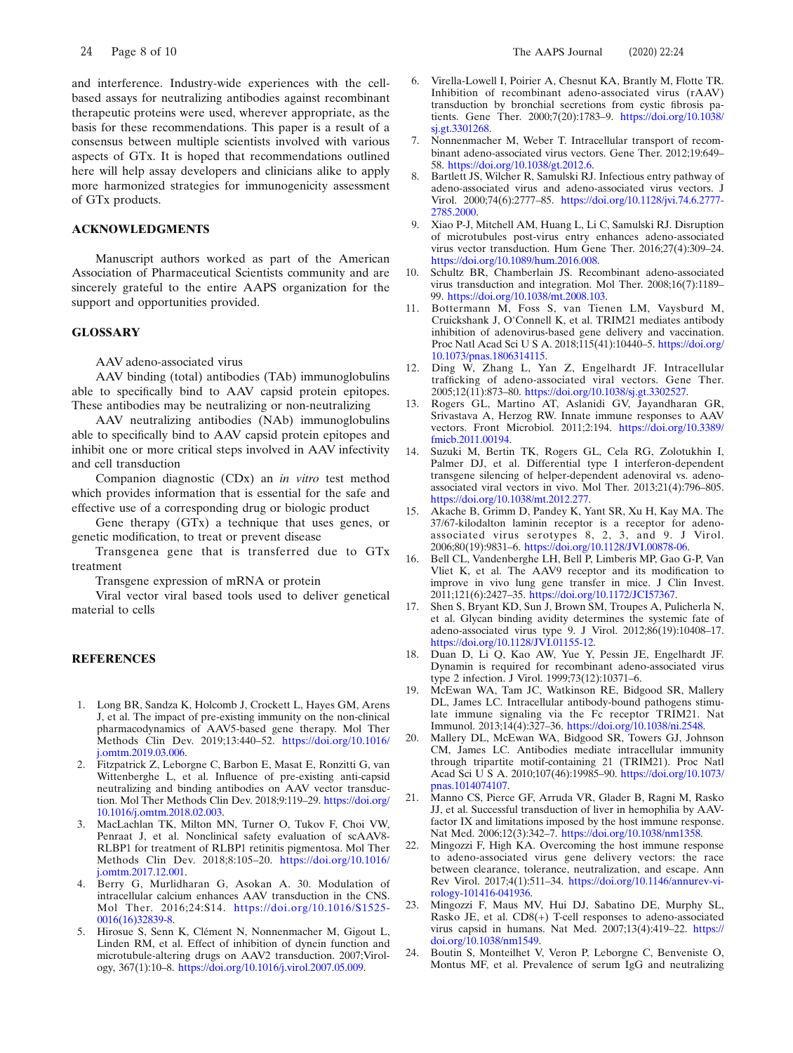and interference. Industry-wide experiences with the cell-based assays for neutralizing antibodies against recombinant therapeutic proteins were used, wherever appropriate, as the basis for these recommendations. This paper is a result of a consensus between multiple scientists involved with various aspects of GTx. It is hoped that recommendations outlined here will help assay developers and clinicians alike to apply more harmonized strategies for immunogenicity assessment of GTx products.

## ACKNOWLEDGMENTS

Manuscript authors worked as part of the American Association of Pharmaceutical Scientists community and are sincerely grateful to the entire AAPS organization for the support and opportunities provided.

## GLOSSARY

AAV adeno-associated virus

AAV binding (total) antibodies (TAb) immunoglobulins able to specifically bind to AAV capsid protein epitopes. These antibodies may be neutralizing or non-neutralizing

AAV neutralizing antibodies (NAb) immunoglobulins able to specifically bind to AAV capsid protein epitopes and inhibit one or more critical steps involved in AAV infectivity and cell transduction

Companion diagnostic (CDx) an *in vitro* test method which provides information that is essential for the safe and effective use of a corresponding drug or biologic product

Gene therapy (GTx) a technique that uses genes, or genetic modification, to treat or prevent disease

Transgenea gene that is transferred due to GTx treatment

Transgene expression of mRNA or protein

Viral vector viral based tools used to deliver genetical material to cells

## REFERENCES

1. Long BR, Sandza K, Holcomb J, Crockett L, Hayes GM, Arens J, et al. The impact of pre-existing immunity on the non-clinical pharmacodynamics of AAV5-based gene therapy. Mol Ther Methods Clin Dev. 2019;13:440–52. https://doi.org/10.1016/j.omtm.2019.03.006.
2. Fitzpatrick Z, Leborgne C, Barbon E, Masat E, Ronzitti G, van Wittenberghe L, et al. Influence of pre-existing anti-capsid neutralizing and binding antibodies on AAV vector transduction. Mol Ther Methods Clin Dev. 2018;9:119–29. https://doi.org/10.1016/j.omtm.2018.02.003.
3. MacLachlan TK, Milton MN, Turner O, Tukov F, Choi VW, Penraat J, et al. Nonclinical safety evaluation of scAAV8-RLBP1 for treatment of RLBP1 retinitis pigmentosa. Mol Ther Methods Clin Dev. 2018;8:105–20. https://doi.org/10.1016/j.omtm.2017.12.001.
4. Berry G, Murlidharan G, Asokan A. 30. Modulation of intracellular calcium enhances AAV transduction in the CNS. Mol Ther. 2016;24:S14. https://doi.org/10.1016/S1525-0016(16)32839-8.
5. Hirosue S, Senn K, Clément N, Nonnenmacher M, Gigout L, Linden RM, et al. Effect of inhibition of dynein function and microtubule-altering drugs on AAV2 transduction. 2007;Virology, 367(1):10–8. https://doi.org/10.1016/j.virol.2007.05.009.
6. Virella-Lowell I, Poirier A, Chesnut KA, Brantly M, Flotte TR. Inhibition of recombinant adeno-associated virus (rAAV) transduction by bronchial secretions from cystic fibrosis patients. Gene Ther. 2000;7(20):1783–9. https://doi.org/10.1038/sj.gt.3301268.
7. Nonnenmacher M, Weber T. Intracellular transport of recombinant adeno-associated virus vectors. Gene Ther. 2012;19:649–58. https://doi.org/10.1038/gt.2012.6.
8. Bartlett JS, Wilcher R, Samulski RJ. Infectious entry pathway of adeno-associated virus and adeno-associated virus vectors. J Virol. 2000;74(6):2777–85. https://doi.org/10.1128/jvi.74.6.2777-2785.2000.
9. Xiao P-J, Mitchell AM, Huang L, Li C, Samulski RJ. Disruption of microtubules post-virus entry enhances adeno-associated virus vector transduction. Hum Gene Ther. 2016;27(4):309–24. https://doi.org/10.1089/hum.2016.008.
10. Schultz BR, Chamberlain JS. Recombinant adeno-associated virus transduction and integration. Mol Ther. 2008;16(7):1189–99. https://doi.org/10.1038/mt.2008.103.
11. Bottermann M, Foss S, van Tienen LM, Vaysburd M, Cruickshank J, O'Connell K, et al. TRIM21 mediates antibody inhibition of adenovirus-based gene delivery and vaccination. Proc Natl Acad Sci U S A. 2018;115(41):10440–5. https://doi.org/10.1073/pnas.1806314115.
12. Ding W, Zhang L, Yan Z, Engelhardt JF. Intracellular trafficking of adeno-associated viral vectors. Gene Ther. 2005;12(11):873–80. https://doi.org/10.1038/sj.gt.3302527.
13. Rogers GL, Martino AT, Aslanidi GV, Jayandharan GR, Srivastava A, Herzog RW. Innate immune responses to AAV vectors. Front Microbiol. 2011;2:194. https://doi.org/10.3389/fmicb.2011.00194.
14. Suzuki M, Bertin TK, Rogers GL, Cela RG, Zolotukhin I, Palmer DJ, et al. Differential type I interferon-dependent transgene silencing of helper-dependent adenoviral vs. adeno-associated viral vectors in vivo. Mol Ther. 2013;21(4):796–805. https://doi.org/10.1038/mt.2012.277.
15. Akache B, Grimm D, Pandey K, Yant SR, Xu H, Kay MA. The 37/67-kilodalton laminin receptor is a receptor for adeno-associated virus serotypes 8, 2, 3, and 9. J Virol. 2006;80(19):9831–6. https://doi.org/10.1128/JVI.00878-06.
16. Bell CL, Vandenberghe LH, Bell P, Limberis MP, Gao G-P, Van Vliet K, et al. The AAV9 receptor and its modification to improve in vivo lung gene transfer in mice. J Clin Invest. 2011;121(6):2427–35. https://doi.org/10.1172/JCI57367.
17. Shen S, Bryant KD, Sun J, Brown SM, Troupes A, Pulicherla N, et al. Glycan binding avidity determines the systemic fate of adeno-associated virus type 9. J Virol. 2012;86(19):10408–17. https://doi.org/10.1128/JVI.01155-12.
18. Duan D, Li Q, Kao AW, Yue Y, Pessin JE, Engelhardt JF. Dynamin is required for recombinant adeno-associated virus type 2 infection. J Virol. 1999;73(12):10371–6.
19. McEwan WA, Tam JC, Watkinson RE, Bidgood SR, Mallery DL, James LC. Intracellular antibody-bound pathogens stimulate immune signaling via the Fc receptor TRIM21. Nat Immunol. 2013;14(4):327–36. https://doi.org/10.1038/ni.2548.
20. Mallery DL, McEwan WA, Bidgood SR, Towers GJ, Johnson CM, James LC. Antibodies mediate intracellular immunity through tripartite motif-containing 21 (TRIM21). Proc Natl Acad Sci U S A. 2010;107(46):19985–90. https://doi.org/10.1073/pnas.1014074107.
21. Manno CS, Pierce GF, Arruda VR, Glader B, Ragni M, Rasko JJ, et al. Successful transduction of liver in hemophilia by AAV-factor IX and limitations imposed by the host immune response. Nat Med. 2006;12(3):342–7. https://doi.org/10.1038/nm1358.
22. Mingozzi F, High KA. Overcoming the host immune response to adeno-associated virus gene delivery vectors: the race between clearance, tolerance, neutralization, and escape. Ann Rev Virol. 2017;4(1):511–34. https://doi.org/10.1146/annurev-virology-101416-041936.
23. Mingozzi F, Maus MV, Hui DJ, Sabatino DE, Murphy SL, Rasko JE, et al. CD8(+) T-cell responses to adeno-associated virus capsid in humans. Nat Med. 2007;13(4):419–22. https://doi.org/10.1038/nm1549.
24. Boutin S, Monteilhet V, Veron P, Leborgne C, Benveniste O, Montus MF, et al. Prevalence of serum IgG and neutralizing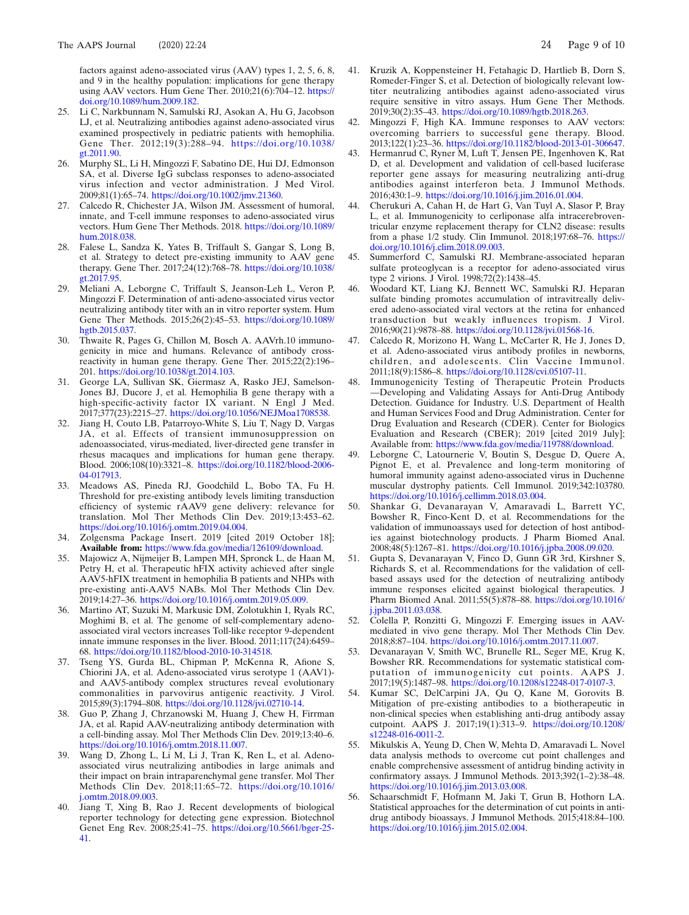factors against adeno-associated virus (AAV) types 1, 2, 5, 6, 8, and 9 in the healthy population: implications for gene therapy using AAV vectors. Hum Gene Ther. 2010;21(6):704–12. https://doi.org/10.1089/hum.2009.182.

25. Li C, Narkbunnam N, Samulski RJ, Asokan A, Hu G, Jacobson LJ, et al. Neutralizing antibodies against adeno-associated virus examined prospectively in pediatric patients with hemophilia. Gene Ther. 2012;19(3):288–94. https://doi.org/10.1038/gt.2011.90.
26. Murphy SL, Li H, Mingozzi F, Sabatino DE, Hui DJ, Edmonson SA, et al. Diverse IgG subclass responses to adeno-associated virus infection and vector administration. J Med Virol. 2009;81(1):65–74. https://doi.org/10.1002/jmv.21360.
27. Calcedo R, Chichester JA, Wilson JM. Assessment of humoral, innate, and T-cell immune responses to adeno-associated virus vectors. Hum Gene Ther Methods. 2018. https://doi.org/10.1089/hum.2018.038.
28. Falese L, Sandza K, Yates B, Triffault S, Gangar S, Long B, et al. Strategy to detect pre-existing immunity to AAV gene therapy. Gene Ther. 2017;24(12):768–78. https://doi.org/10.1038/gt.2017.95.
29. Meliani A, Leborgne C, Triffault S, Jeanson-Leh L, Veron P, Mingozzi F. Determination of anti-adeno-associated virus vector neutralizing antibody titer with an in vitro reporter system. Hum Gene Ther Methods. 2015;26(2):45–53. https://doi.org/10.1089/hgtb.2015.037.
30. Thwaite R, Pages G, Chillon M, Bosch A. AAVrh.10 immunogenicity in mice and humans. Relevance of antibody cross-reactivity in human gene therapy. Gene Ther. 2015;22(2):196–201. https://doi.org/10.1038/gt.2014.103.
31. George LA, Sullivan SK, Giermasz A, Rasko JEJ, Samelson-Jones BJ, Ducore J, et al. Hemophilia B gene therapy with a high-specific-activity factor IX variant. N Engl J Med. 2017;377(23):2215–27. https://doi.org/10.1056/NEJMoa1708538.
32. Jiang H, Couto LB, Patarroyo-White S, Liu T, Nagy D, Vargas JA, et al. Effects of transient immunosuppression on adenoassociated, virus-mediated, liver-directed gene transfer in rhesus macaques and implications for human gene therapy. Blood. 2006;108(10):3321–8. https://doi.org/10.1182/blood-2006-04-017913.
33. Meadows AS, Pineda RJ, Goodchild L, Bobo TA, Fu H. Threshold for pre-existing antibody levels limiting transduction efficiency of systemic rAAV9 gene delivery: relevance for translation. Mol Ther Methods Clin Dev. 2019;13:453–62. https://doi.org/10.1016/j.omtm.2019.04.004.
34. Zolgensma Package Insert. 2019 [cited 2019 October 18]; **Available from:** https://www.fda.gov/media/126109/download.
35. Majowicz A, Nijmeijer B, Lampen MH, Spronck L, de Haan M, Petry H, et al. Therapeutic hFIX activity achieved after single AAV5-hFIX treatment in hemophilia B patients and NHPs with pre-existing anti-AAV5 NABs. Mol Ther Methods Clin Dev. 2019;14:27–36. https://doi.org/10.1016/j.omtm.2019.05.009.
36. Martino AT, Suzuki M, Markusic DM, Zolotukhin I, Ryals RC, Moghimi B, et al. The genome of self-complementary adeno-associated viral vectors increases Toll-like receptor 9-dependent innate immune responses in the liver. Blood. 2011;117(24):6459–68. https://doi.org/10.1182/blood-2010-10-314518.
37. Tseng YS, Gurda BL, Chipman P, McKenna R, Afione S, Chiorini JA, et al. Adeno-associated virus serotype 1 (AAV1)- and AAV5-antibody complex structures reveal evolutionary commonalities in parvovirus antigenic reactivity. J Virol. 2015;89(3):1794–808. https://doi.org/10.1128/jvi.02710-14.
38. Guo P, Zhang J, Chrzanowski M, Huang J, Chew H, Firrman JA, et al. Rapid AAV-neutralizing antibody determination with a cell-binding assay. Mol Ther Methods Clin Dev. 2019;13:40–6. https://doi.org/10.1016/j.omtm.2018.11.007.
39. Wang D, Zhong L, Li M, Li J, Tran K, Ren L, et al. Adeno-associated virus neutralizing antibodies in large animals and their impact on brain intraparenchymal gene transfer. Mol Ther Methods Clin Dev. 2018;11:65–72. https://doi.org/10.1016/j.omtm.2018.09.003.
40. Jiang T, Xing B, Rao J. Recent developments of biological reporter technology for detecting gene expression. Biotechnol Genet Eng Rev. 2008;25:41–75. https://doi.org/10.5661/bger-25-41.
41. Kruzik A, Koppensteiner H, Fetahagic D, Hartlieb B, Dorn S, Romeder-Finger S, et al. Detection of biologically relevant low-titer neutralizing antibodies against adeno-associated virus require sensitive in vitro assays. Hum Gene Ther Methods. 2019;30(2):35–43. https://doi.org/10.1089/hgtb.2018.263.
42. Mingozzi F, High KA. Immune responses to AAV vectors: overcoming barriers to successful gene therapy. Blood. 2013;122(1):23–36. https://doi.org/10.1182/blood-2013-01-306647.
43. Hermanrud C, Ryner M, Luft T, Jensen PE, Ingenhoven K, Rat D, et al. Development and validation of cell-based luciferase reporter gene assays for measuring neutralizing anti-drug antibodies against interferon beta. J Immunol Methods. 2016;430:1–9. https://doi.org/10.1016/j.jim.2016.01.004.
44. Cherukuri A, Cahan H, de Hart G, Van Tuyl A, Slasor P, Bray L, et al. Immunogenicity to cerliponase alfa intracerebroventricular enzyme replacement therapy for CLN2 disease: results from a phase 1/2 study. Clin Immunol. 2018;197:68–76. https://doi.org/10.1016/j.clim.2018.09.003.
45. Summerford C, Samulski RJ. Membrane-associated heparan sulfate proteoglycan is a receptor for adeno-associated virus type 2 virions. J Virol. 1998;72(2):1438–45.
46. Woodard KT, Liang KJ, Bennett WC, Samulski RJ. Heparan sulfate binding promotes accumulation of intravitreally delivered adeno-associated viral vectors at the retina for enhanced transduction but weakly influences tropism. J Virol. 2016;90(21):9878–88. https://doi.org/10.1128/jvi.01568-16.
47. Calcedo R, Morizono H, Wang L, McCarter R, He J, Jones D, et al. Adeno-associated virus antibody profiles in newborns, children, and adolescents. Clin Vaccine Immunol. 2011;18(9):1586–8. https://doi.org/10.1128/cvi.05107-11.
48. Immunogenicity Testing of Therapeutic Protein Products —Developing and Validating Assays for Anti-Drug Antibody Detection. Guidance for Industry. U.S. Department of Health and Human Services Food and Drug Administration. Center for Drug Evaluation and Research (CDER). Center for Biologics Evaluation and Research (CBER); 2019 [cited 2019 July]; Available from: https://www.fda.gov/media/119788/download.
49. Leborgne C, Latournerie V, Boutin S, Desgue D, Quere A, Pignot E, et al. Prevalence and long-term monitoring of humoral immunity against adeno-associated virus in Duchenne muscular dystrophy patients. Cell Immunol. 2019;342:103780. https://doi.org/10.1016/j.cellimm.2018.03.004.
50. Shankar G, Devanarayan V, Amaravadi L, Barrett YC, Bowsher R, Finco-Kent D, et al. Recommendations for the validation of immunoassays used for detection of host antibodies against biotechnology products. J Pharm Biomed Anal. 2008;48(5):1267–81. https://doi.org/10.1016/j.jpba.2008.09.020.
51. Gupta S, Devanarayan V, Finco D, Gunn GR 3rd, Kirshner S, Richards S, et al. Recommendations for the validation of cell-based assays used for the detection of neutralizing antibody immune responses elicited against biological therapeutics. J Pharm Biomed Anal. 2011;55(5):878–88. https://doi.org/10.1016/j.jpba.2011.03.038.
52. Colella P, Ronzitti G, Mingozzi F. Emerging issues in AAV-mediated in vivo gene therapy. Mol Ther Methods Clin Dev. 2018;8:87–104. https://doi.org/10.1016/j.omtm.2017.11.007.
53. Devanarayan V, Smith WC, Brunelle RL, Seger ME, Krug K, Bowsher RR. Recommendations for systematic statistical computation of immunogenicity cut points. AAPS J. 2017;19(5):1487–98. https://doi.org/10.1208/s12248-017-0107-3.
54. Kumar SC, DelCarpini JA, Qu Q, Kane M, Gorovits B. Mitigation of pre-existing antibodies to a biotherapeutic in non-clinical species when establishing anti-drug antibody assay cutpoint. AAPS J. 2017;19(1):313–9. https://doi.org/10.1208/s12248-016-0011-2.
55. Mikulskis A, Yeung D, Chen W, Mehta D, Amaravadi L. Novel data analysis methods to overcome cut point challenges and enable comprehensive assessment of antidrug binding activity in confirmatory assays. J Immunol Methods. 2013;392(1–2):38–48. https://doi.org/10.1016/j.jim.2013.03.008.
56. Schaarschmidt F, Hofmann M, Jaki T, Grun B, Hothorn LA. Statistical approaches for the determination of cut points in anti-drug antibody bioassays. J Immunol Methods. 2015;418:84–100. https://doi.org/10.1016/j.jim.2015.02.004.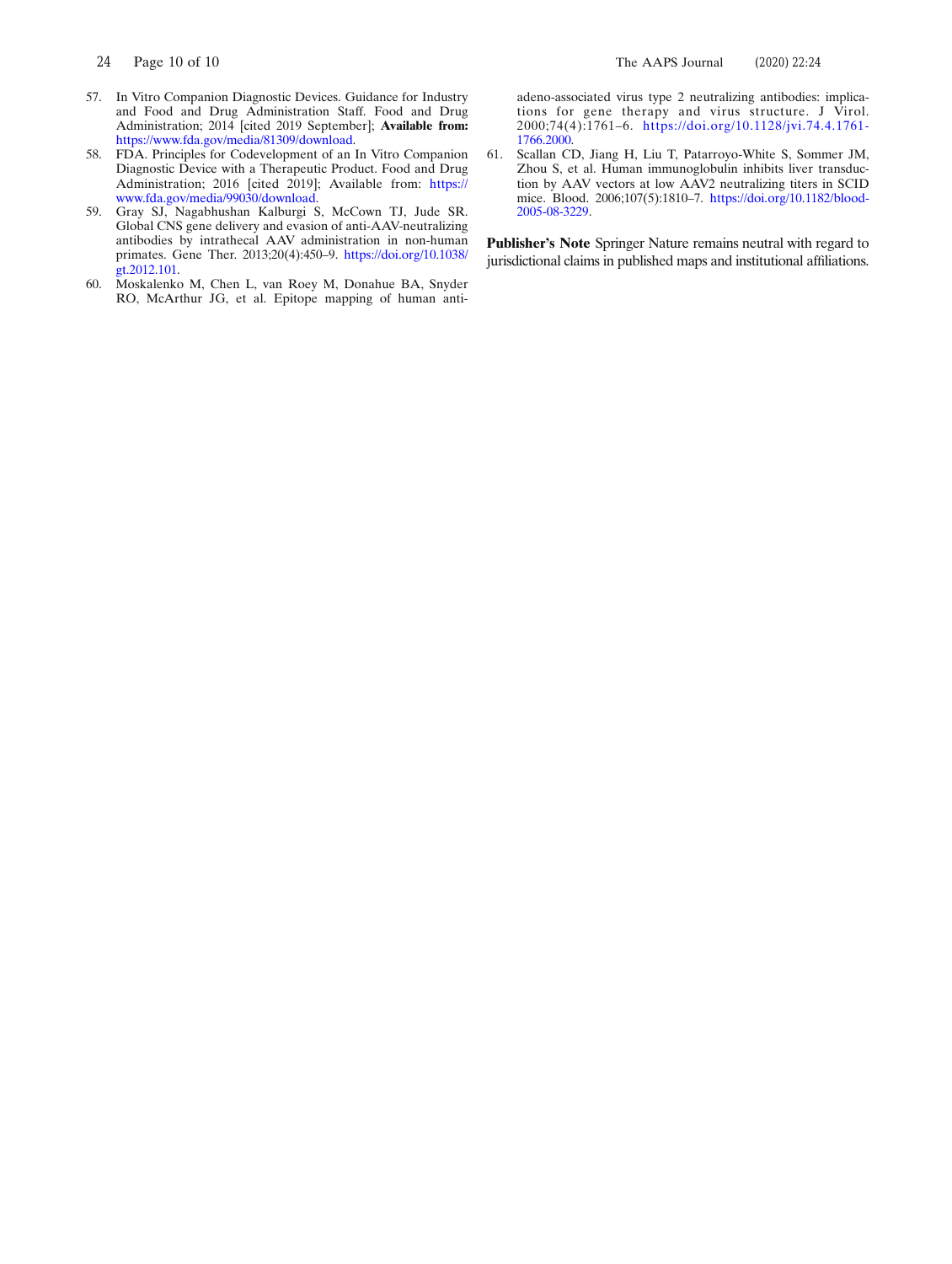57. In Vitro Companion Diagnostic Devices. Guidance for Industry and Food and Drug Administration Staff. Food and Drug Administration; 2014 [cited 2019 September]; **Available from:** https://www.fda.gov/media/81309/download.
58. FDA. Principles for Codevelopment of an In Vitro Companion Diagnostic Device with a Therapeutic Product. Food and Drug Administration; 2016 [cited 2019]; Available from: https://www.fda.gov/media/99030/download.
59. Gray SJ, Nagabhushan Kalburgi S, McCown TJ, Jude SR. Global CNS gene delivery and evasion of anti-AAV-neutralizing antibodies by intrathecal AAV administration in non-human primates. Gene Ther. 2013;20(4):450–9. https://doi.org/10.1038/gt.2012.101.
60. Moskalenko M, Chen L, van Roey M, Donahue BA, Snyder RO, McArthur JG, et al. Epitope mapping of human anti-adeno-associated virus type 2 neutralizing antibodies: implications for gene therapy and virus structure. J Virol. 2000;74(4):1761–6. https://doi.org/10.1128/jvi.74.4.1761-1766.2000.
61. Scallan CD, Jiang H, Liu T, Patarroyo-White S, Sommer JM, Zhou S, et al. Human immunoglobulin inhibits liver transduction by AAV vectors at low AAV2 neutralizing titers in SCID mice. Blood. 2006;107(5):1810–7. https://doi.org/10.1182/blood-2005-08-3229.

**Publisher's Note** Springer Nature remains neutral with regard to jurisdictional claims in published maps and institutional affiliations.